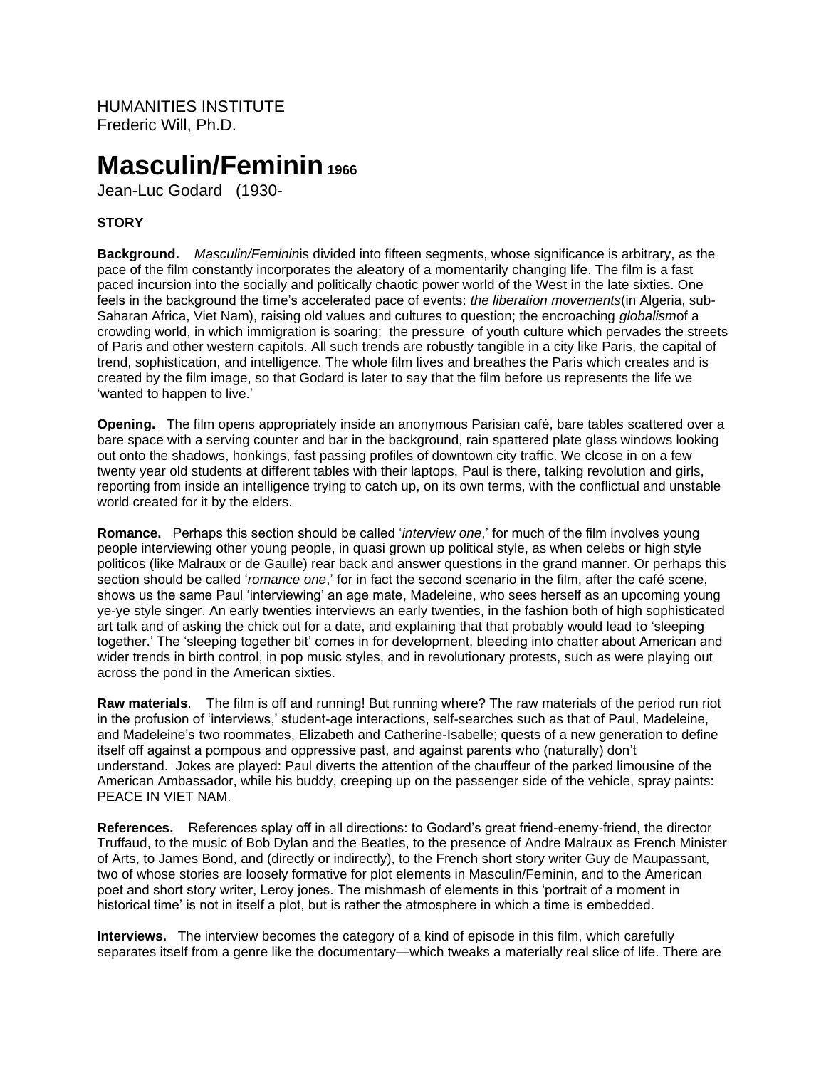HUMANITIES INSTITUTE
Frederic Will, Ph.D.

# Masculin/Feminin 1966

Jean-Luc Godard (1930-

### STORY

**Background.** *Masculin/Feminin*is divided into fifteen segments, whose significance is arbitrary, as the pace of the film constantly incorporates the aleatory of a momentarily changing life. The film is a fast paced incursion into the socially and politically chaotic power world of the West in the late sixties. One feels in the background the time's accelerated pace of events: *the liberation movements*(in Algeria, sub-Saharan Africa, Viet Nam), raising old values and cultures to question; the encroaching *globalism*of a crowding world, in which immigration is soaring; the pressure of youth culture which pervades the streets of Paris and other western capitols. All such trends are robustly tangible in a city like Paris, the capital of trend, sophistication, and intelligence. The whole film lives and breathes the Paris which creates and is created by the film image, so that Godard is later to say that the film before us represents the life we 'wanted to happen to live.'

**Opening.** The film opens appropriately inside an anonymous Parisian café, bare tables scattered over a bare space with a serving counter and bar in the background, rain spattered plate glass windows looking out onto the shadows, honkings, fast passing profiles of downtown city traffic. We clcose in on a few twenty year old students at different tables with their laptops, Paul is there, talking revolution and girls, reporting from inside an intelligence trying to catch up, on its own terms, with the conflictual and unstable world created for it by the elders.

**Romance.** Perhaps this section should be called '*interview one*,' for much of the film involves young people interviewing other young people, in quasi grown up political style, as when celebs or high style politicos (like Malraux or de Gaulle) rear back and answer questions in the grand manner. Or perhaps this section should be called '*romance one*,' for in fact the second scenario in the film, after the café scene, shows us the same Paul 'interviewing' an age mate, Madeleine, who sees herself as an upcoming young ye-ye style singer. An early twenties interviews an early twenties, in the fashion both of high sophisticated art talk and of asking the chick out for a date, and explaining that that probably would lead to 'sleeping together.' The 'sleeping together bit' comes in for development, bleeding into chatter about American and wider trends in birth control, in pop music styles, and in revolutionary protests, such as were playing out across the pond in the American sixties.

**Raw materials**. The film is off and running! But running where? The raw materials of the period run riot in the profusion of 'interviews,' student-age interactions, self-searches such as that of Paul, Madeleine, and Madeleine's two roommates, Elizabeth and Catherine-Isabelle; quests of a new generation to define itself off against a pompous and oppressive past, and against parents who (naturally) don't understand. Jokes are played: Paul diverts the attention of the chauffeur of the parked limousine of the American Ambassador, while his buddy, creeping up on the passenger side of the vehicle, spray paints: PEACE IN VIET NAM.

**References.** References splay off in all directions: to Godard's great friend-enemy-friend, the director Truffaud, to the music of Bob Dylan and the Beatles, to the presence of Andre Malraux as French Minister of Arts, to James Bond, and (directly or indirectly), to the French short story writer Guy de Maupassant, two of whose stories are loosely formative for plot elements in Masculin/Feminin, and to the American poet and short story writer, Leroy jones. The mishmash of elements in this 'portrait of a moment in historical time' is not in itself a plot, but is rather the atmosphere in which a time is embedded.

**Interviews.** The interview becomes the category of a kind of episode in this film, which carefully separates itself from a genre like the documentary—which tweaks a materially real slice of life. There are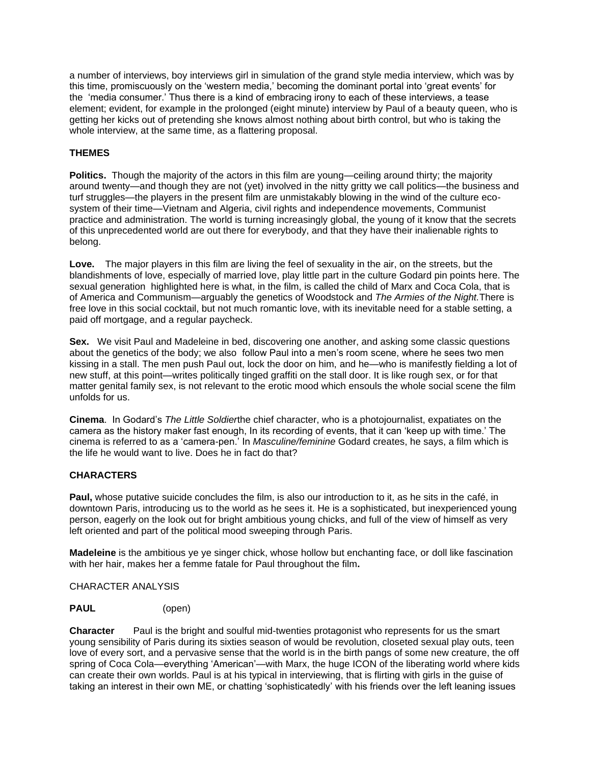a number of interviews, boy interviews girl in simulation of the grand style media interview, which was by this time, promiscuously on the 'western media,' becoming the dominant portal into 'great events' for the 'media consumer.' Thus there is a kind of embracing irony to each of these interviews, a tease element; evident, for example in the prolonged (eight minute) interview by Paul of a beauty queen, who is getting her kicks out of pretending she knows almost nothing about birth control, but who is taking the whole interview, at the same time, as a flattering proposal.

**THEMES**

**Politics.** Though the majority of the actors in this film are young—ceiling around thirty; the majority around twenty—and though they are not (yet) involved in the nitty gritty we call politics—the business and turf struggles—the players in the present film are unmistakably blowing in the wind of the culture eco-system of their time—Vietnam and Algeria, civil rights and independence movements, Communist practice and administration. The world is turning increasingly global, the young of it know that the secrets of this unprecedented world are out there for everybody, and that they have their inalienable rights to belong.

**Love.** The major players in this film are living the feel of sexuality in the air, on the streets, but the blandishments of love, especially of married love, play little part in the culture Godard pin points here. The sexual generation highlighted here is what, in the film, is called the child of Marx and Coca Cola, that is of America and Communism—arguably the genetics of Woodstock and *The Armies of the Night.*There is free love in this social cocktail, but not much romantic love, with its inevitable need for a stable setting, a paid off mortgage, and a regular paycheck.

**Sex.** We visit Paul and Madeleine in bed, discovering one another, and asking some classic questions about the genetics of the body; we also follow Paul into a men's room scene, where he sees two men kissing in a stall. The men push Paul out, lock the door on him, and he—who is manifestly fielding a lot of new stuff, at this point—writes politically tinged graffiti on the stall door. It is like rough sex, or for that matter genital family sex, is not relevant to the erotic mood which ensouls the whole social scene the film unfolds for us.

**Cinema**. In Godard's *The Little Soldier*the chief character, who is a photojournalist, expatiates on the camera as the history maker fast enough, In its recording of events, that it can 'keep up with time.' The cinema is referred to as a 'camera-pen.' In *Masculine/feminine* Godard creates, he says, a film which is the life he would want to live. Does he in fact do that?

**CHARACTERS**

**Paul,** whose putative suicide concludes the film, is also our introduction to it, as he sits in the café, in downtown Paris, introducing us to the world as he sees it. He is a sophisticated, but inexperienced young person, eagerly on the look out for bright ambitious young chicks, and full of the view of himself as very left oriented and part of the political mood sweeping through Paris.

**Madeleine** is the ambitious ye ye singer chick, whose hollow but enchanting face, or doll like fascination with her hair, makes her a femme fatale for Paul throughout the film**.**

CHARACTER ANALYSIS

**PAUL** (open)

**Character** Paul is the bright and soulful mid-twenties protagonist who represents for us the smart young sensibility of Paris during its sixties season of would be revolution, closeted sexual play outs, teen love of every sort, and a pervasive sense that the world is in the birth pangs of some new creature, the off spring of Coca Cola—everything 'American'—with Marx, the huge ICON of the liberating world where kids can create their own worlds. Paul is at his typical in interviewing, that is flirting with girls in the guise of taking an interest in their own ME, or chatting 'sophisticatedly' with his friends over the left leaning issues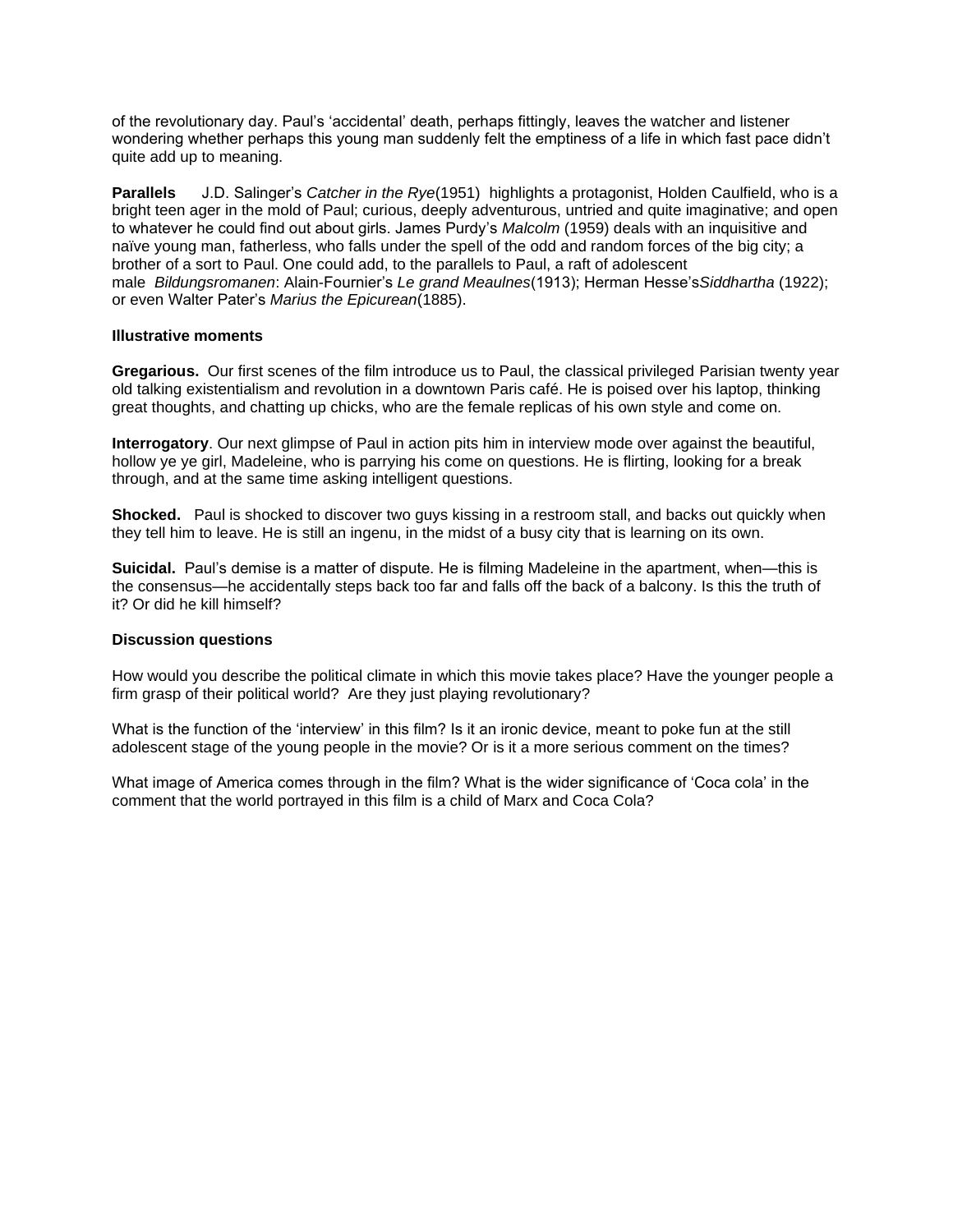of the revolutionary day. Paul's 'accidental' death, perhaps fittingly, leaves the watcher and listener wondering whether perhaps this young man suddenly felt the emptiness of a life in which fast pace didn't quite add up to meaning.

**Parallels** J.D. Salinger's *Catcher in the Rye*(1951) highlights a protagonist, Holden Caulfield, who is a bright teen ager in the mold of Paul; curious, deeply adventurous, untried and quite imaginative; and open to whatever he could find out about girls. James Purdy's *Malcolm* (1959) deals with an inquisitive and naïve young man, fatherless, who falls under the spell of the odd and random forces of the big city; a brother of a sort to Paul. One could add, to the parallels to Paul, a raft of adolescent male *Bildungsromanen*: Alain-Fournier's *Le grand Meaulnes*(1913); Herman Hesse's*Siddhartha* (1922); or even Walter Pater's *Marius the Epicurean*(1885).

**Illustrative moments**

**Gregarious.** Our first scenes of the film introduce us to Paul, the classical privileged Parisian twenty year old talking existentialism and revolution in a downtown Paris café. He is poised over his laptop, thinking great thoughts, and chatting up chicks, who are the female replicas of his own style and come on.

**Interrogatory**. Our next glimpse of Paul in action pits him in interview mode over against the beautiful, hollow ye ye girl, Madeleine, who is parrying his come on questions. He is flirting, looking for a break through, and at the same time asking intelligent questions.

**Shocked.** Paul is shocked to discover two guys kissing in a restroom stall, and backs out quickly when they tell him to leave. He is still an ingenu, in the midst of a busy city that is learning on its own.

**Suicidal.** Paul's demise is a matter of dispute. He is filming Madeleine in the apartment, when—this is the consensus—he accidentally steps back too far and falls off the back of a balcony. Is this the truth of it? Or did he kill himself?

**Discussion questions**

How would you describe the political climate in which this movie takes place? Have the younger people a firm grasp of their political world? Are they just playing revolutionary?

What is the function of the 'interview' in this film? Is it an ironic device, meant to poke fun at the still adolescent stage of the young people in the movie? Or is it a more serious comment on the times?

What image of America comes through in the film? What is the wider significance of 'Coca cola' in the comment that the world portrayed in this film is a child of Marx and Coca Cola?